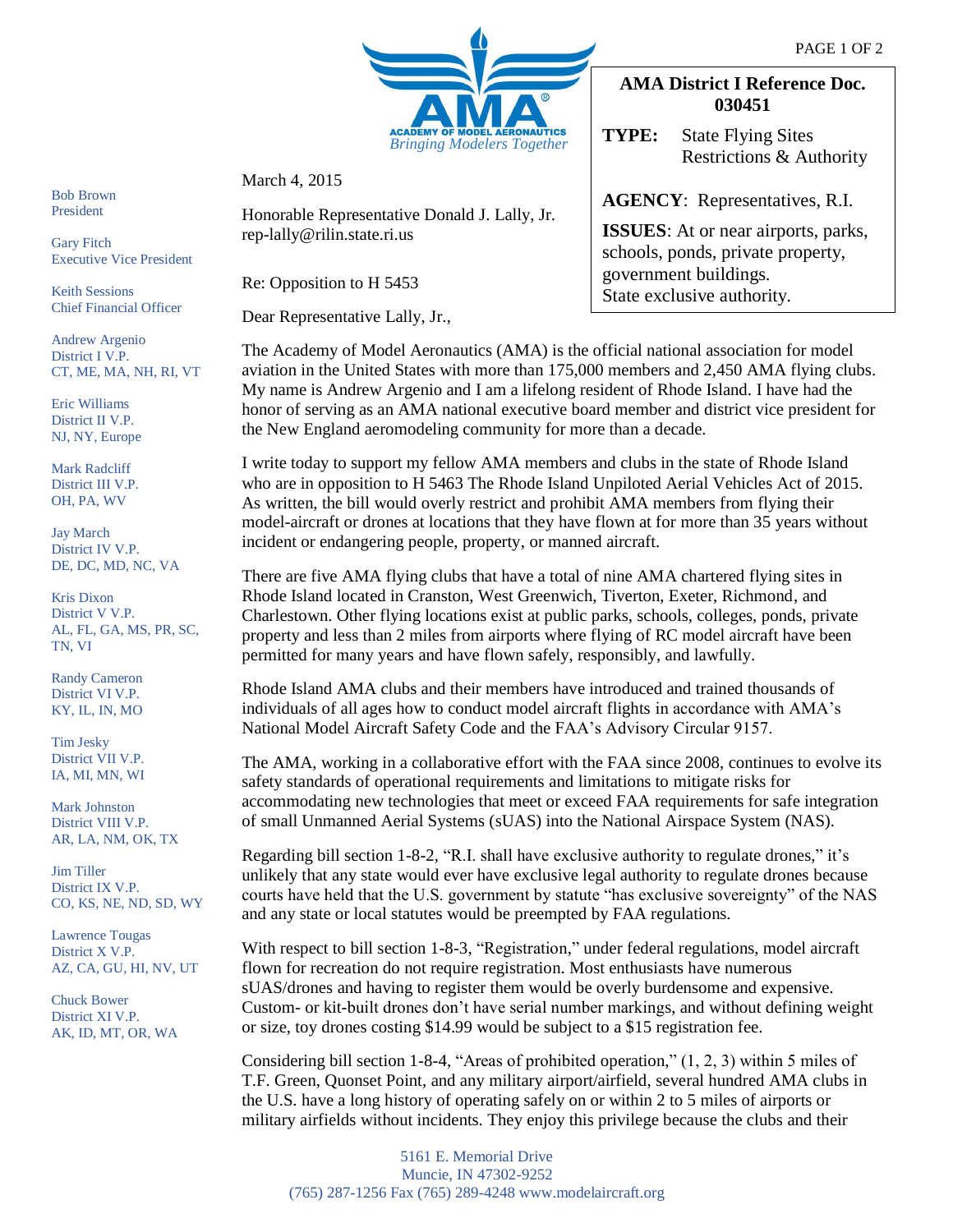ACADEMY OF MODEL AERONAUTICS
*Bringing Modelers Together*

**AMA District I Reference Doc. 030451**

**TYPE:** State Flying Sites Restrictions & Authority

**AGENCY**: Representatives, R.I.

**ISSUES**: At or near airports, parks, schools, ponds, private property, government buildings. State exclusive authority.

Bob Brown
President

Gary Fitch
Executive Vice President

Keith Sessions
Chief Financial Officer

Andrew Argenio
District I V.P.
CT, ME, MA, NH, RI, VT

Eric Williams
District II V.P.
NJ, NY, Europe

Mark Radcliff
District III V.P.
OH, PA, WV

Jay March
District IV V.P.
DE, DC, MD, NC, VA

Kris Dixon
District V V.P.
AL, FL, GA, MS, PR, SC, TN, VI

Randy Cameron
District VI V.P.
KY, IL, IN, MO

Tim Jesky
District VII V.P.
IA, MI, MN, WI

Mark Johnston
District VIII V.P.
AR, LA, NM, OK, TX

Jim Tiller
District IX V.P.
CO, KS, NE, ND, SD, WY

Lawrence Tougas
District X V.P.
AZ, CA, GU, HI, NV, UT

Chuck Bower
District XI V.P.
AK, ID, MT, OR, WA

March 4, 2015

Honorable Representative Donald J. Lally, Jr.
rep-lally@rilin.state.ri.us

Re: Opposition to H 5453

Dear Representative Lally, Jr.,

The Academy of Model Aeronautics (AMA) is the official national association for model aviation in the United States with more than 175,000 members and 2,450 AMA flying clubs. My name is Andrew Argenio and I am a lifelong resident of Rhode Island. I have had the honor of serving as an AMA national executive board member and district vice president for the New England aeromodeling community for more than a decade.

I write today to support my fellow AMA members and clubs in the state of Rhode Island who are in opposition to H 5463 The Rhode Island Unpiloted Aerial Vehicles Act of 2015. As written, the bill would overly restrict and prohibit AMA members from flying their model-aircraft or drones at locations that they have flown at for more than 35 years without incident or endangering people, property, or manned aircraft.

There are five AMA flying clubs that have a total of nine AMA chartered flying sites in Rhode Island located in Cranston, West Greenwich, Tiverton, Exeter, Richmond, and Charlestown. Other flying locations exist at public parks, schools, colleges, ponds, private property and less than 2 miles from airports where flying of RC model aircraft have been permitted for many years and have flown safely, responsibly, and lawfully.

Rhode Island AMA clubs and their members have introduced and trained thousands of individuals of all ages how to conduct model aircraft flights in accordance with AMA's National Model Aircraft Safety Code and the FAA's Advisory Circular 9157.

The AMA, working in a collaborative effort with the FAA since 2008, continues to evolve its safety standards of operational requirements and limitations to mitigate risks for accommodating new technologies that meet or exceed FAA requirements for safe integration of small Unmanned Aerial Systems (sUAS) into the National Airspace System (NAS).

Regarding bill section 1-8-2, "R.I. shall have exclusive authority to regulate drones," it's unlikely that any state would ever have exclusive legal authority to regulate drones because courts have held that the U.S. government by statute "has exclusive sovereignty" of the NAS and any state or local statutes would be preempted by FAA regulations.

With respect to bill section 1-8-3, "Registration," under federal regulations, model aircraft flown for recreation do not require registration. Most enthusiasts have numerous sUAS/drones and having to register them would be overly burdensome and expensive. Custom- or kit-built drones don't have serial number markings, and without defining weight or size, toy drones costing $14.99 would be subject to a $15 registration fee.

Considering bill section 1-8-4, "Areas of prohibited operation," (1, 2, 3) within 5 miles of T.F. Green, Quonset Point, and any military airport/airfield, several hundred AMA clubs in the U.S. have a long history of operating safely on or within 2 to 5 miles of airports or military airfields without incidents. They enjoy this privilege because the clubs and their

5161 E. Memorial Drive
Muncie, IN 47302-9252
(765) 287-1256 Fax (765) 289-4248 www.modelaircraft.org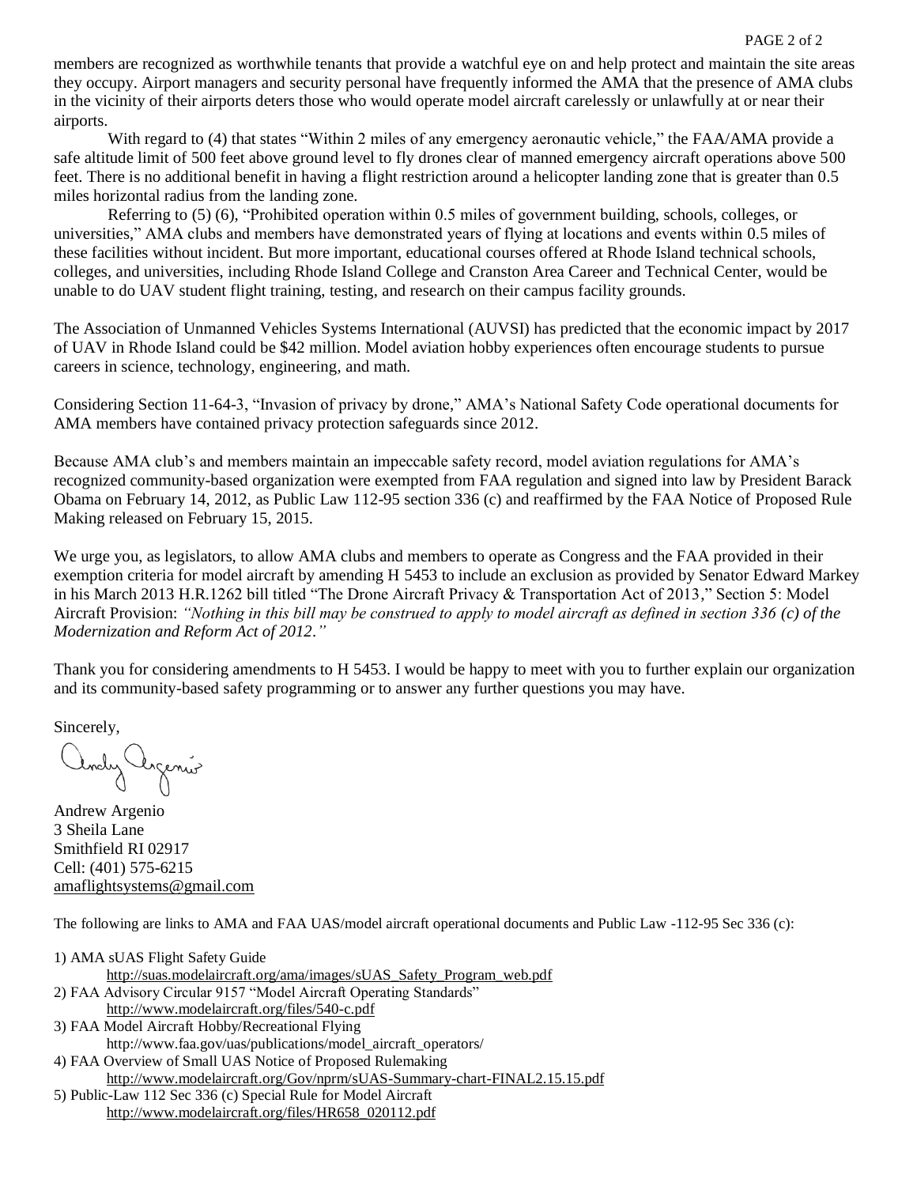members are recognized as worthwhile tenants that provide a watchful eye on and help protect and maintain the site areas they occupy. Airport managers and security personal have frequently informed the AMA that the presence of AMA clubs in the vicinity of their airports deters those who would operate model aircraft carelessly or unlawfully at or near their airports.

With regard to (4) that states "Within 2 miles of any emergency aeronautic vehicle," the FAA/AMA provide a safe altitude limit of 500 feet above ground level to fly drones clear of manned emergency aircraft operations above 500 feet. There is no additional benefit in having a flight restriction around a helicopter landing zone that is greater than 0.5 miles horizontal radius from the landing zone.

Referring to (5) (6), "Prohibited operation within 0.5 miles of government building, schools, colleges, or universities," AMA clubs and members have demonstrated years of flying at locations and events within 0.5 miles of these facilities without incident. But more important, educational courses offered at Rhode Island technical schools, colleges, and universities, including Rhode Island College and Cranston Area Career and Technical Center, would be unable to do UAV student flight training, testing, and research on their campus facility grounds.

The Association of Unmanned Vehicles Systems International (AUVSI) has predicted that the economic impact by 2017 of UAV in Rhode Island could be $42 million. Model aviation hobby experiences often encourage students to pursue careers in science, technology, engineering, and math.

Considering Section 11-64-3, "Invasion of privacy by drone," AMA's National Safety Code operational documents for AMA members have contained privacy protection safeguards since 2012.

Because AMA club's and members maintain an impeccable safety record, model aviation regulations for AMA's recognized community-based organization were exempted from FAA regulation and signed into law by President Barack Obama on February 14, 2012, as Public Law 112-95 section 336 (c) and reaffirmed by the FAA Notice of Proposed Rule Making released on February 15, 2015.

We urge you, as legislators, to allow AMA clubs and members to operate as Congress and the FAA provided in their exemption criteria for model aircraft by amending H 5453 to include an exclusion as provided by Senator Edward Markey in his March 2013 H.R.1262 bill titled "The Drone Aircraft Privacy & Transportation Act of 2013," Section 5: Model Aircraft Provision: *"Nothing in this bill may be construed to apply to model aircraft as defined in section 336 (c) of the Modernization and Reform Act of 2012."*

Thank you for considering amendments to H 5453. I would be happy to meet with you to further explain our organization and its community-based safety programming or to answer any further questions you may have.

Sincerely,

Andrew Argenio
3 Sheila Lane
Smithfield RI 02917
Cell: (401) 575-6215
amaflightsystems@gmail.com

The following are links to AMA and FAA UAS/model aircraft operational documents and Public Law -112-95 Sec 336 (c):

1) AMA sUAS Flight Safety Guide
   http://suas.modelaircraft.org/ama/images/sUAS_Safety_Program_web.pdf
2) FAA Advisory Circular 9157 "Model Aircraft Operating Standards"
   http://www.modelaircraft.org/files/540-c.pdf
3) FAA Model Aircraft Hobby/Recreational Flying
   http://www.faa.gov/uas/publications/model_aircraft_operators/
4) FAA Overview of Small UAS Notice of Proposed Rulemaking
   http://www.modelaircraft.org/Gov/nprm/sUAS-Summary-chart-FINAL2.15.15.pdf
5) Public-Law 112 Sec 336 (c) Special Rule for Model Aircraft
   http://www.modelaircraft.org/files/HR658_020112.pdf